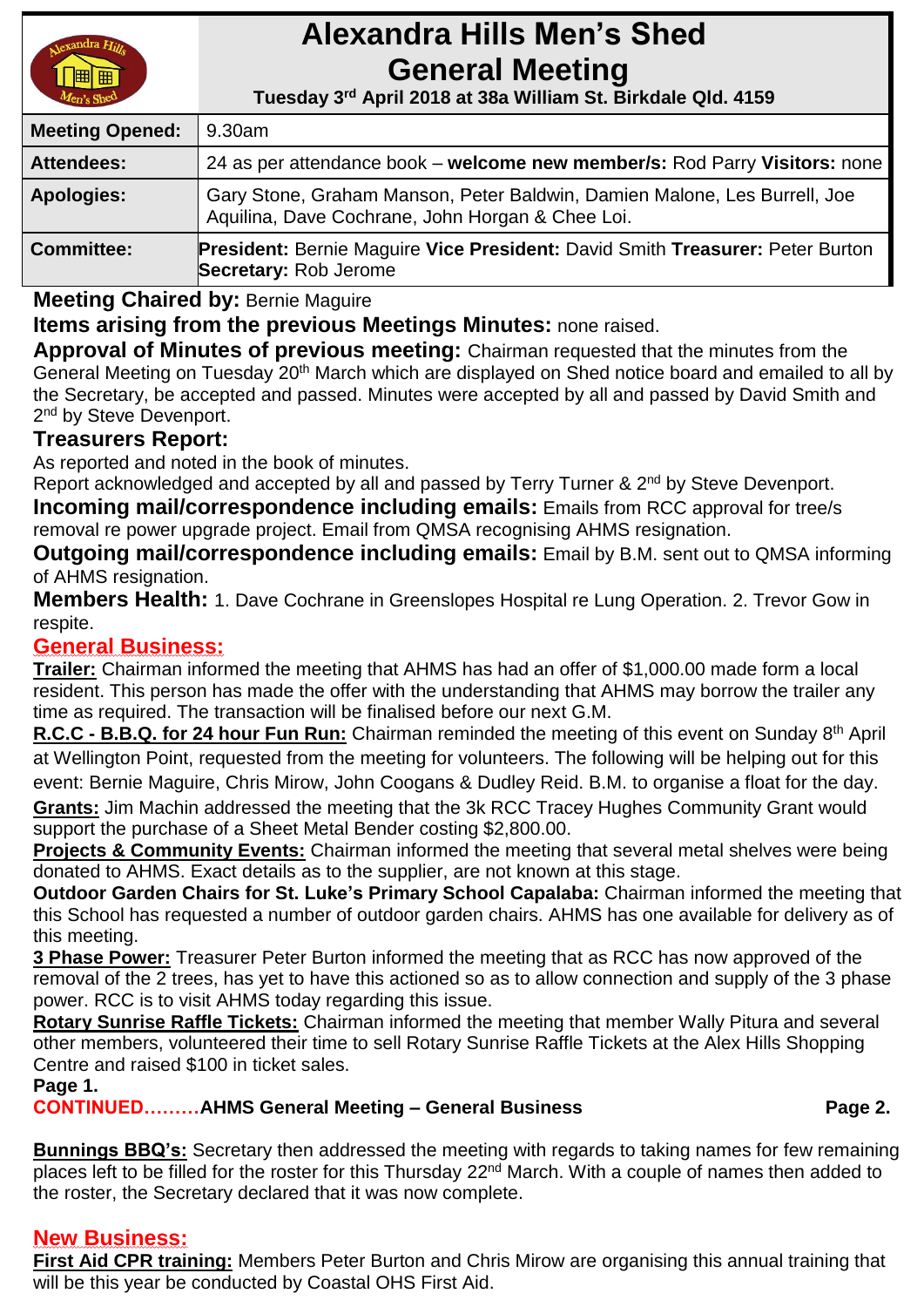# Alexandra Hills Men's Shed General Meeting

**Tuesday 3rd April 2018 at 38a William St. Birkdale Qld. 4159**

| | |
|---|---|
| **Meeting Opened:** | 9.30am |
| **Attendees:** | 24 as per attendance book – **welcome new member/s:** Rod Parry **Visitors:** none |
| **Apologies:** | Gary Stone, Graham Manson, Peter Baldwin, Damien Malone, Les Burrell, Joe Aquilina, Dave Cochrane, John Horgan & Chee Loi. |
| **Committee:** | **President:** Bernie Maguire **Vice President:** David Smith **Treasurer:** Peter Burton **Secretary:** Rob Jerome |

**Meeting Chaired by:** Bernie Maguire

**Items arising from the previous Meetings Minutes:** none raised.

**Approval of Minutes of previous meeting:** Chairman requested that the minutes from the General Meeting on Tuesday 20th March which are displayed on Shed notice board and emailed to all by the Secretary, be accepted and passed. Minutes were accepted by all and passed by David Smith and 2nd by Steve Devenport.

**Treasurers Report:**

As reported and noted in the book of minutes.
Report acknowledged and accepted by all and passed by Terry Turner & 2nd by Steve Devenport.

**Incoming mail/correspondence including emails:** Emails from RCC approval for tree/s removal re power upgrade project. Email from QMSA recognising AHMS resignation.

**Outgoing mail/correspondence including emails:** Email by B.M. sent out to QMSA informing of AHMS resignation.

**Members Health:** 1. Dave Cochrane in Greenslopes Hospital re Lung Operation. 2. Trevor Gow in respite.

## General Business:

**Trailer:** Chairman informed the meeting that AHMS has had an offer of $1,000.00 made form a local resident. This person has made the offer with the understanding that AHMS may borrow the trailer any time as required. The transaction will be finalised before our next G.M.

**R.C.C - B.B.Q. for 24 hour Fun Run:** Chairman reminded the meeting of this event on Sunday 8th April at Wellington Point, requested from the meeting for volunteers. The following will be helping out for this event: Bernie Maguire, Chris Mirow, John Coogans & Dudley Reid. B.M. to organise a float for the day.

**Grants:** Jim Machin addressed the meeting that the 3k RCC Tracey Hughes Community Grant would support the purchase of a Sheet Metal Bender costing $2,800.00.

**Projects & Community Events:** Chairman informed the meeting that several metal shelves were being donated to AHMS. Exact details as to the supplier, are not known at this stage.

**Outdoor Garden Chairs for St. Luke's Primary School Capalaba:** Chairman informed the meeting that this School has requested a number of outdoor garden chairs. AHMS has one available for delivery as of this meeting.

**3 Phase Power:** Treasurer Peter Burton informed the meeting that as RCC has now approved of the removal of the 2 trees, has yet to have this actioned so as to allow connection and supply of the 3 phase power. RCC is to visit AHMS today regarding this issue.

**Rotary Sunrise Raffle Tickets:** Chairman informed the meeting that member Wally Pitura and several other members, volunteered their time to sell Rotary Sunrise Raffle Tickets at the Alex Hills Shopping Centre and raised $100 in ticket sales.

**CONTINUED………AHMS General Meeting – General Business**

**Bunnings BBQ's:** Secretary then addressed the meeting with regards to taking names for few remaining places left to be filled for the roster for this Thursday 22nd March. With a couple of names then added to the roster, the Secretary declared that it was now complete.

## New Business:

**First Aid CPR training:** Members Peter Burton and Chris Mirow are organising this annual training that will be this year be conducted by Coastal OHS First Aid.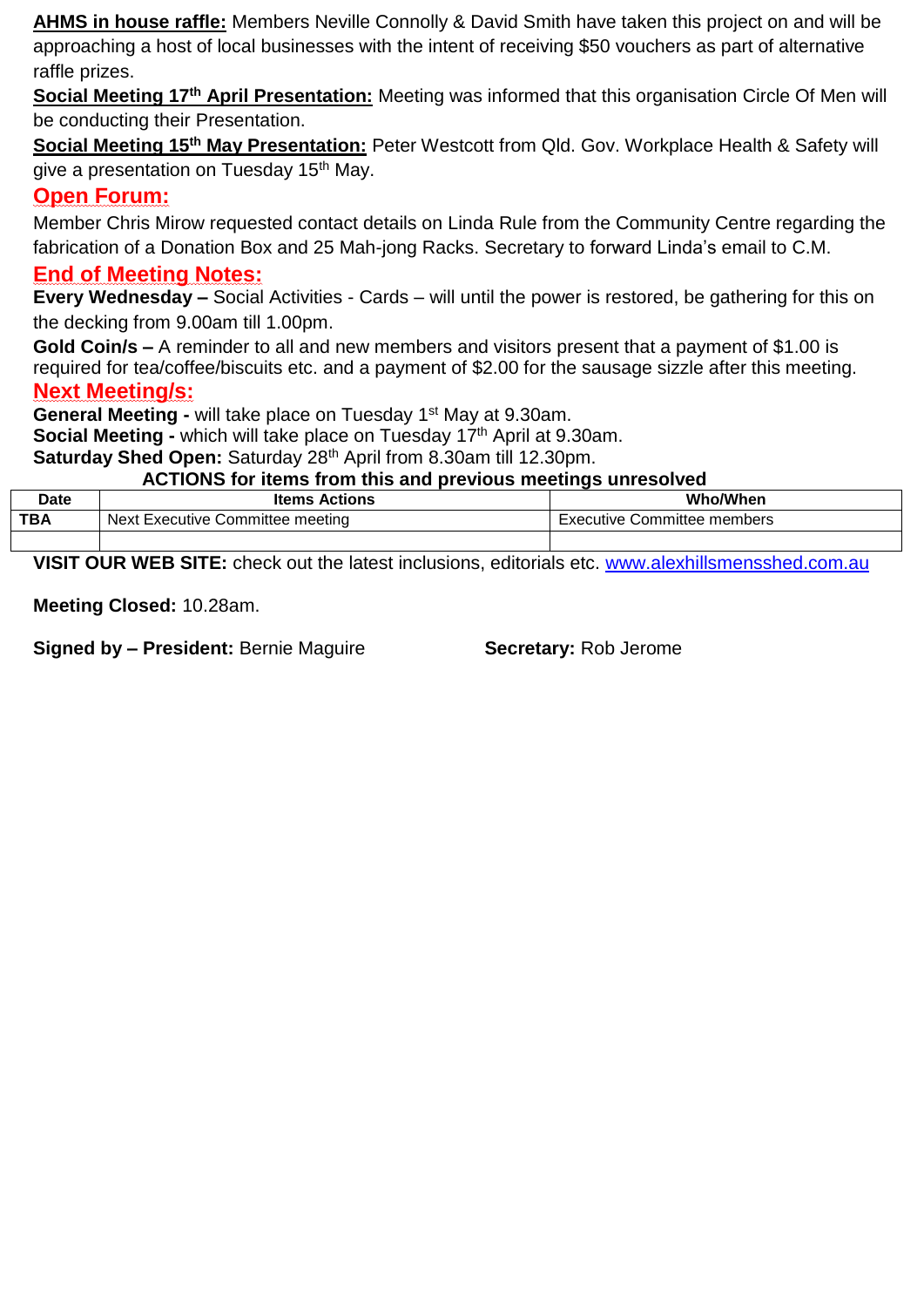**AHMS in house raffle:** Members Neville Connolly & David Smith have taken this project on and will be approaching a host of local businesses with the intent of receiving $50 vouchers as part of alternative raffle prizes.

**Social Meeting 17th April Presentation:** Meeting was informed that this organisation Circle Of Men will be conducting their Presentation.

**Social Meeting 15th May Presentation:** Peter Westcott from Qld. Gov. Workplace Health & Safety will give a presentation on Tuesday 15th May.

## Open Forum:

Member Chris Mirow requested contact details on Linda Rule from the Community Centre regarding the fabrication of a Donation Box and 25 Mah-jong Racks. Secretary to forward Linda's email to C.M.

## End of Meeting Notes:

**Every Wednesday –** Social Activities - Cards – will until the power is restored, be gathering for this on the decking from 9.00am till 1.00pm.

**Gold Coin/s –** A reminder to all and new members and visitors present that a payment of $1.00 is required for tea/coffee/biscuits etc. and a payment of $2.00 for the sausage sizzle after this meeting.

## Next Meeting/s:

**General Meeting -** will take place on Tuesday 1st May at 9.30am.
**Social Meeting -** which will take place on Tuesday 17th April at 9.30am.
**Saturday Shed Open:** Saturday 28th April from 8.30am till 12.30pm.

**ACTIONS for items from this and previous meetings unresolved**

| Date | Items Actions | Who/When |
|---|---|---|
| TBA | Next Executive Committee meeting | Executive Committee members |
| | | |

**VISIT OUR WEB SITE:** check out the latest inclusions, editorials etc. www.alexhillsmensshed.com.au

**Meeting Closed:** 10.28am.

**Signed by – President:** Bernie Maguire **Secretary:** Rob Jerome